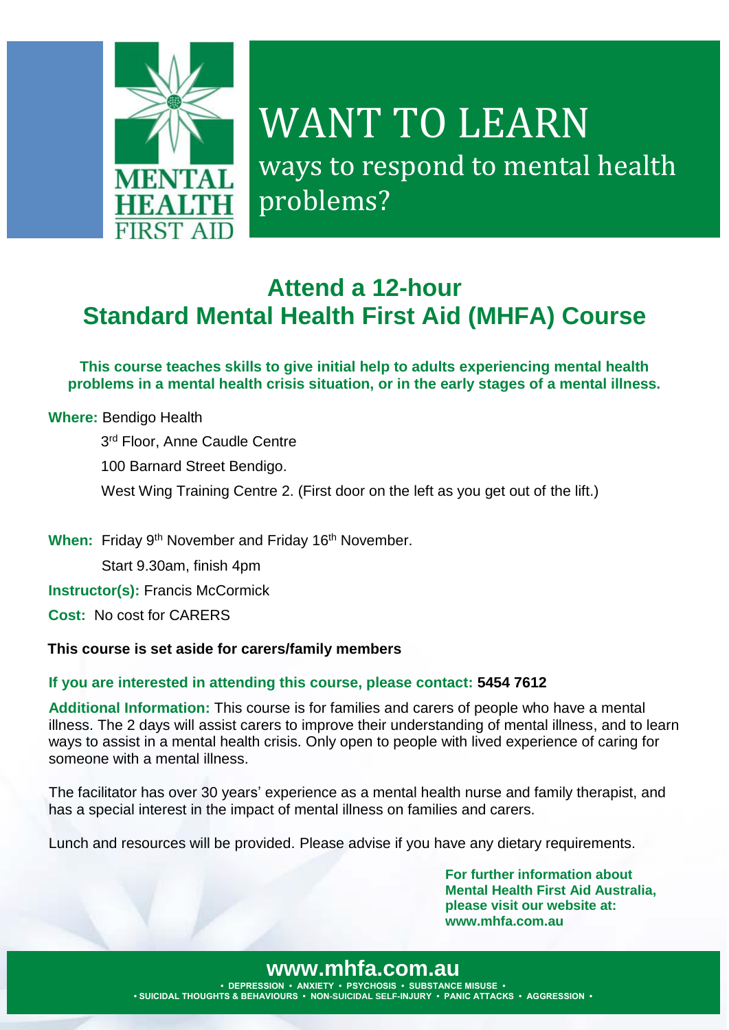MENTAL HEALTH FIRST AID

# WANT TO LEARN

ways to respond to mental health problems?

## Attend a 12-hour Standard Mental Health First Aid (MHFA) Course

**This course teaches skills to give initial help to adults experiencing mental health problems in a mental health crisis situation, or in the early stages of a mental illness.**

**Where:** Bendigo Health

3rd Floor, Anne Caudle Centre

100 Barnard Street Bendigo.

West Wing Training Centre 2. (First door on the left as you get out of the lift.)

**When:** Friday 9th November and Friday 16th November.

Start 9.30am, finish 4pm

**Instructor(s):** Francis McCormick

**Cost:** No cost for CARERS

**This course is set aside for carers/family members**

**If you are interested in attending this course, please contact: 5454 7612**

**Additional Information:** This course is for families and carers of people who have a mental illness. The 2 days will assist carers to improve their understanding of mental illness, and to learn ways to assist in a mental health crisis. Only open to people with lived experience of caring for someone with a mental illness.

The facilitator has over 30 years' experience as a mental health nurse and family therapist, and has a special interest in the impact of mental illness on families and carers.

Lunch and resources will be provided. Please advise if you have any dietary requirements.

**For further information about Mental Health First Aid Australia, please visit our website at: www.mhfa.com.au**

**www.mhfa.com.au**

• DEPRESSION • ANXIETY • PSYCHOSIS • SUBSTANCE MISUSE •
• SUICIDAL THOUGHTS & BEHAVIOURS • NON-SUICIDAL SELF-INJURY • PANIC ATTACKS • AGGRESSION •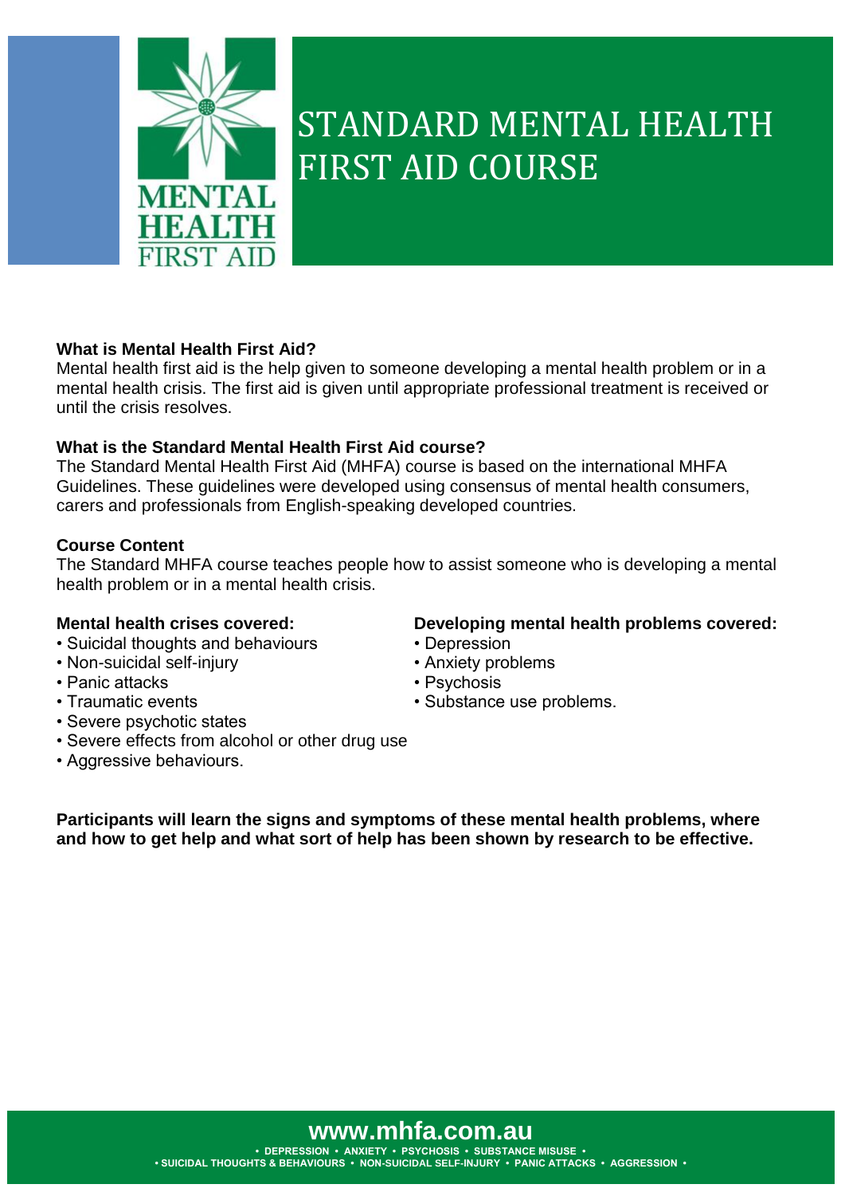# STANDARD MENTAL HEALTH FIRST AID COURSE

### What is Mental Health First Aid?

Mental health first aid is the help given to someone developing a mental health problem or in a mental health crisis. The first aid is given until appropriate professional treatment is received or until the crisis resolves.

### What is the Standard Mental Health First Aid course?

The Standard Mental Health First Aid (MHFA) course is based on the international MHFA Guidelines. These guidelines were developed using consensus of mental health consumers, carers and professionals from English-speaking developed countries.

### Course Content

The Standard MHFA course teaches people how to assist someone who is developing a mental health problem or in a mental health crisis.

**Mental health crises covered:**

- Suicidal thoughts and behaviours
- Non-suicidal self-injury
- Panic attacks
- Traumatic events
- Severe psychotic states
- Severe effects from alcohol or other drug use
- Aggressive behaviours.

**Developing mental health problems covered:**

- Depression
- Anxiety problems
- Psychosis
- Substance use problems.

**Participants will learn the signs and symptoms of these mental health problems, where and how to get help and what sort of help has been shown by research to be effective.**

**www.mhfa.com.au**

• DEPRESSION • ANXIETY • PSYCHOSIS • SUBSTANCE MISUSE •
• SUICIDAL THOUGHTS & BEHAVIOURS • NON-SUICIDAL SELF-INJURY • PANIC ATTACKS • AGGRESSION •